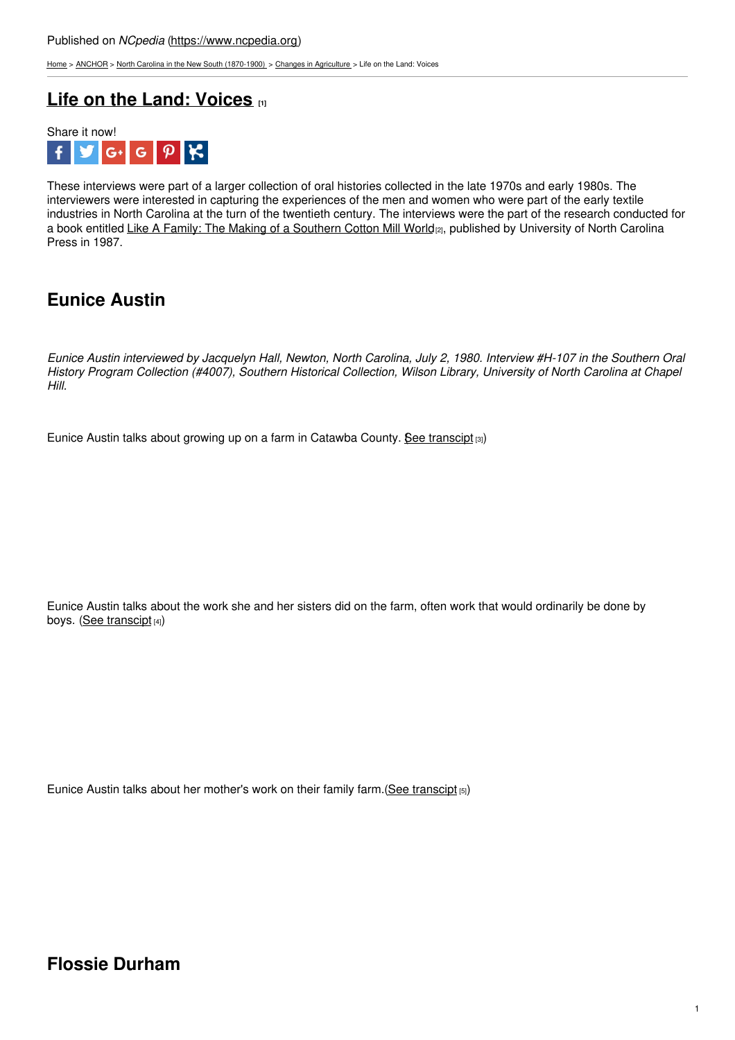Published on *NCpedia* (https://www.ncpedia.org)

Home > ANCHOR > North Carolina in the New South (1870-1900) > Changes in Agriculture > Life on the Land: Voices

# Life on the Land: Voices [1]

Share it now!

These interviews were part of a larger collection of oral histories collected in the late 1970s and early 1980s. The interviewers were interested in capturing the experiences of the men and women who were part of the early textile industries in North Carolina at the turn of the twentieth century. The interviews were the part of the research conducted for a book entitled Like A Family: The Making of a Southern Cotton Mill World[2], published by University of North Carolina Press in 1987.

## Eunice Austin

*Eunice Austin interviewed by Jacquelyn Hall, Newton, North Carolina, July 2, 1980. Interview #H-107 in the Southern Oral History Program Collection (#4007), Southern Historical Collection, Wilson Library, University of North Carolina at Chapel Hill.*

Eunice Austin talks about growing up on a farm in Catawba County. (See transcipt [3])

Eunice Austin talks about the work she and her sisters did on the farm, often work that would ordinarily be done by boys. (See transcipt [4])

Eunice Austin talks about her mother's work on their family farm.(See transcipt [5])

## Flossie Durham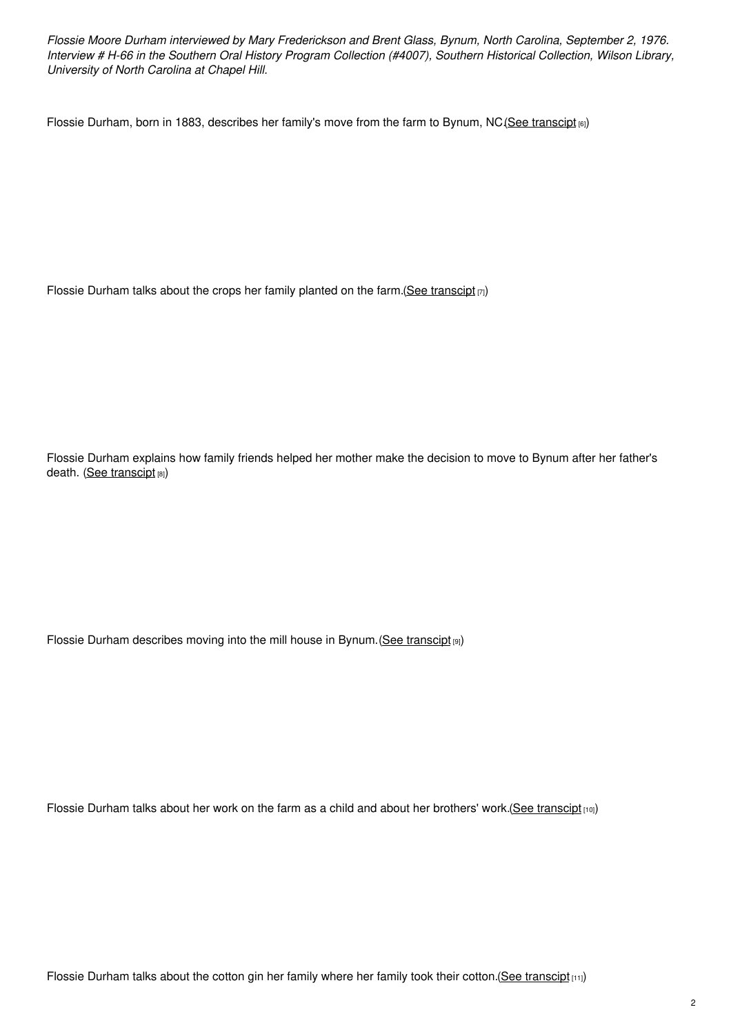*Flossie Moore Durham interviewed by Mary Frederickson and Brent Glass, Bynum, North Carolina, September 2, 1976. Interview # H-66 in the Southern Oral History Program Collection (#4007), Southern Historical Collection, Wilson Library, University of North Carolina at Chapel Hill.*

Flossie Durham, born in 1883, describes her family's move from the farm to Bynum, NC.(See transcipt [6])

Flossie Durham talks about the crops her family planted on the farm.(See transcipt [7])

Flossie Durham explains how family friends helped her mother make the decision to move to Bynum after her father's death. (See transcipt [8])

Flossie Durham describes moving into the mill house in Bynum.(See transcipt [9])

Flossie Durham talks about her work on the farm as a child and about her brothers' work.(See transcipt [10])

Flossie Durham talks about the cotton gin her family where her family took their cotton.(See transcipt [11])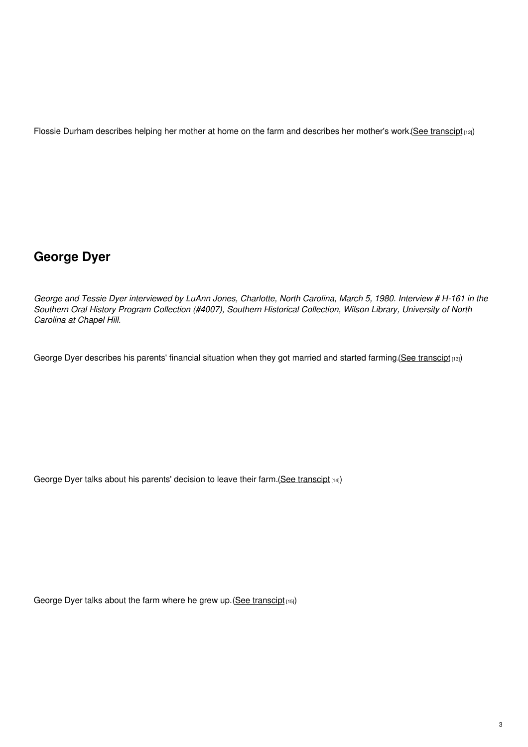Flossie Durham describes helping her mother at home on the farm and describes her mother's work.(See transcipt [12])

## George Dyer

*George and Tessie Dyer interviewed by LuAnn Jones, Charlotte, North Carolina, March 5, 1980. Interview # H-161 in the Southern Oral History Program Collection (#4007), Southern Historical Collection, Wilson Library, University of North Carolina at Chapel Hill.*

George Dyer describes his parents' financial situation when they got married and started farming.(See transcipt [13])

George Dyer talks about his parents' decision to leave their farm.(See transcipt [14])

George Dyer talks about the farm where he grew up.(See transcipt [15])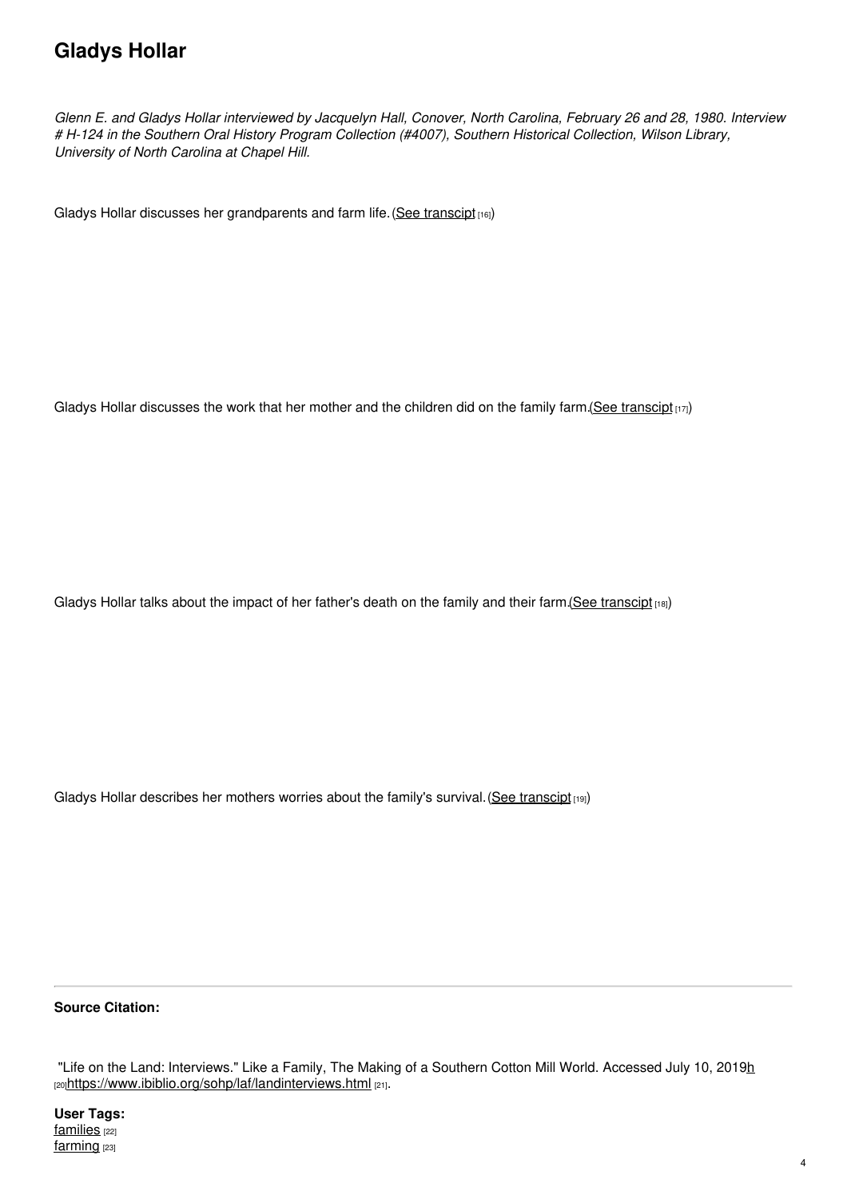## Gladys Hollar

*Glenn E. and Gladys Hollar interviewed by Jacquelyn Hall, Conover, North Carolina, February 26 and 28, 1980. Interview # H-124 in the Southern Oral History Program Collection (#4007), Southern Historical Collection, Wilson Library, University of North Carolina at Chapel Hill.*

Gladys Hollar discusses her grandparents and farm life. (See transcipt [16])

Gladys Hollar discusses the work that her mother and the children did on the family farm.(See transcipt [17])

Gladys Hollar talks about the impact of her father's death on the family and their farm.(See transcipt [18])

Gladys Hollar describes her mothers worries about the family's survival. (See transcipt [19])

---

**Source Citation:**

"Life on the Land: Interviews." Like a Family, The Making of a Southern Cotton Mill World. Accessed July 10, 2019h [20]https://www.ibiblio.org/sohp/laf/landinterviews.html [21].

**User Tags:**
families [22]
farming [23]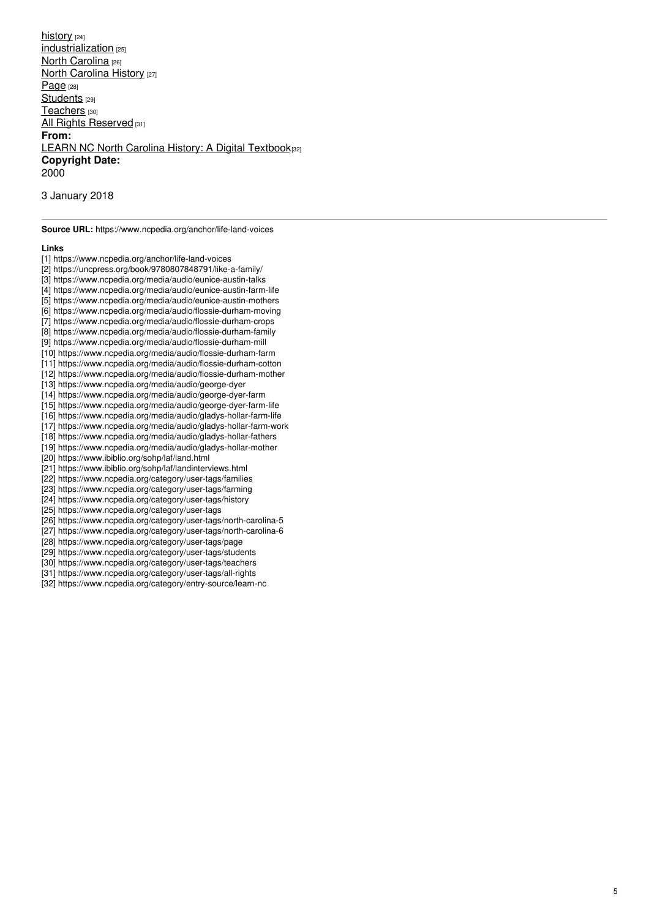history [24]
industrialization [25]
North Carolina [26]
North Carolina History [27]
Page [28]
Students [29]
Teachers [30]
All Rights Reserved [31]

**From:**
LEARN NC North Carolina History: A Digital Textbook [32]

**Copyright Date:**
2000

3 January 2018

---

**Source URL:** https://www.ncpedia.org/anchor/life-land-voices

**Links**

[1] https://www.ncpedia.org/anchor/life-land-voices
[2] https://uncpress.org/book/9780807848791/like-a-family/
[3] https://www.ncpedia.org/media/audio/eunice-austin-talks
[4] https://www.ncpedia.org/media/audio/eunice-austin-farm-life
[5] https://www.ncpedia.org/media/audio/eunice-austin-mothers
[6] https://www.ncpedia.org/media/audio/flossie-durham-moving
[7] https://www.ncpedia.org/media/audio/flossie-durham-crops
[8] https://www.ncpedia.org/media/audio/flossie-durham-family
[9] https://www.ncpedia.org/media/audio/flossie-durham-mill
[10] https://www.ncpedia.org/media/audio/flossie-durham-farm
[11] https://www.ncpedia.org/media/audio/flossie-durham-cotton
[12] https://www.ncpedia.org/media/audio/flossie-durham-mother
[13] https://www.ncpedia.org/media/audio/george-dyer
[14] https://www.ncpedia.org/media/audio/george-dyer-farm
[15] https://www.ncpedia.org/media/audio/george-dyer-farm-life
[16] https://www.ncpedia.org/media/audio/gladys-hollar-farm-life
[17] https://www.ncpedia.org/media/audio/gladys-hollar-farm-work
[18] https://www.ncpedia.org/media/audio/gladys-hollar-fathers
[19] https://www.ncpedia.org/media/audio/gladys-hollar-mother
[20] https://www.ibiblio.org/sohp/laf/land.html
[21] https://www.ibiblio.org/sohp/laf/landinterviews.html
[22] https://www.ncpedia.org/category/user-tags/families
[23] https://www.ncpedia.org/category/user-tags/farming
[24] https://www.ncpedia.org/category/user-tags/history
[25] https://www.ncpedia.org/category/user-tags
[26] https://www.ncpedia.org/category/user-tags/north-carolina-5
[27] https://www.ncpedia.org/category/user-tags/north-carolina-6
[28] https://www.ncpedia.org/category/user-tags/page
[29] https://www.ncpedia.org/category/user-tags/students
[30] https://www.ncpedia.org/category/user-tags/teachers
[31] https://www.ncpedia.org/category/user-tags/all-rights
[32] https://www.ncpedia.org/category/entry-source/learn-nc